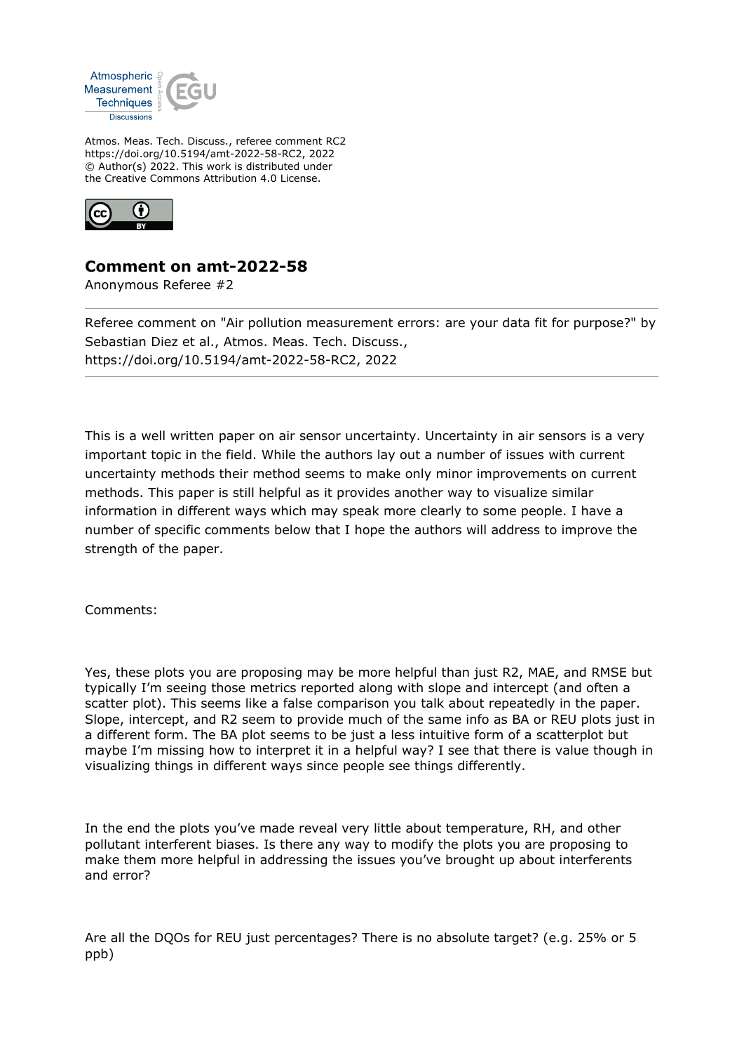Atmospheric Measurement Techniques Discussions

Atmos. Meas. Tech. Discuss., referee comment RC2
https://doi.org/10.5194/amt-2022-58-RC2, 2022
© Author(s) 2022. This work is distributed under
the Creative Commons Attribution 4.0 License.

## Comment on amt-2022-58

Anonymous Referee #2

---

Referee comment on "Air pollution measurement errors: are your data fit for purpose?" by Sebastian Diez et al., Atmos. Meas. Tech. Discuss., https://doi.org/10.5194/amt-2022-58-RC2, 2022

---

This is a well written paper on air sensor uncertainty. Uncertainty in air sensors is a very important topic in the field. While the authors lay out a number of issues with current uncertainty methods their method seems to make only minor improvements on current methods. This paper is still helpful as it provides another way to visualize similar information in different ways which may speak more clearly to some people. I have a number of specific comments below that I hope the authors will address to improve the strength of the paper.

Comments:

Yes, these plots you are proposing may be more helpful than just R2, MAE, and RMSE but typically I'm seeing those metrics reported along with slope and intercept (and often a scatter plot). This seems like a false comparison you talk about repeatedly in the paper. Slope, intercept, and R2 seem to provide much of the same info as BA or REU plots just in a different form. The BA plot seems to be just a less intuitive form of a scatterplot but maybe I'm missing how to interpret it in a helpful way? I see that there is value though in visualizing things in different ways since people see things differently.

In the end the plots you've made reveal very little about temperature, RH, and other pollutant interferent biases. Is there any way to modify the plots you are proposing to make them more helpful in addressing the issues you've brought up about interferents and error?

Are all the DQOs for REU just percentages? There is no absolute target? (e.g. 25% or 5 ppb)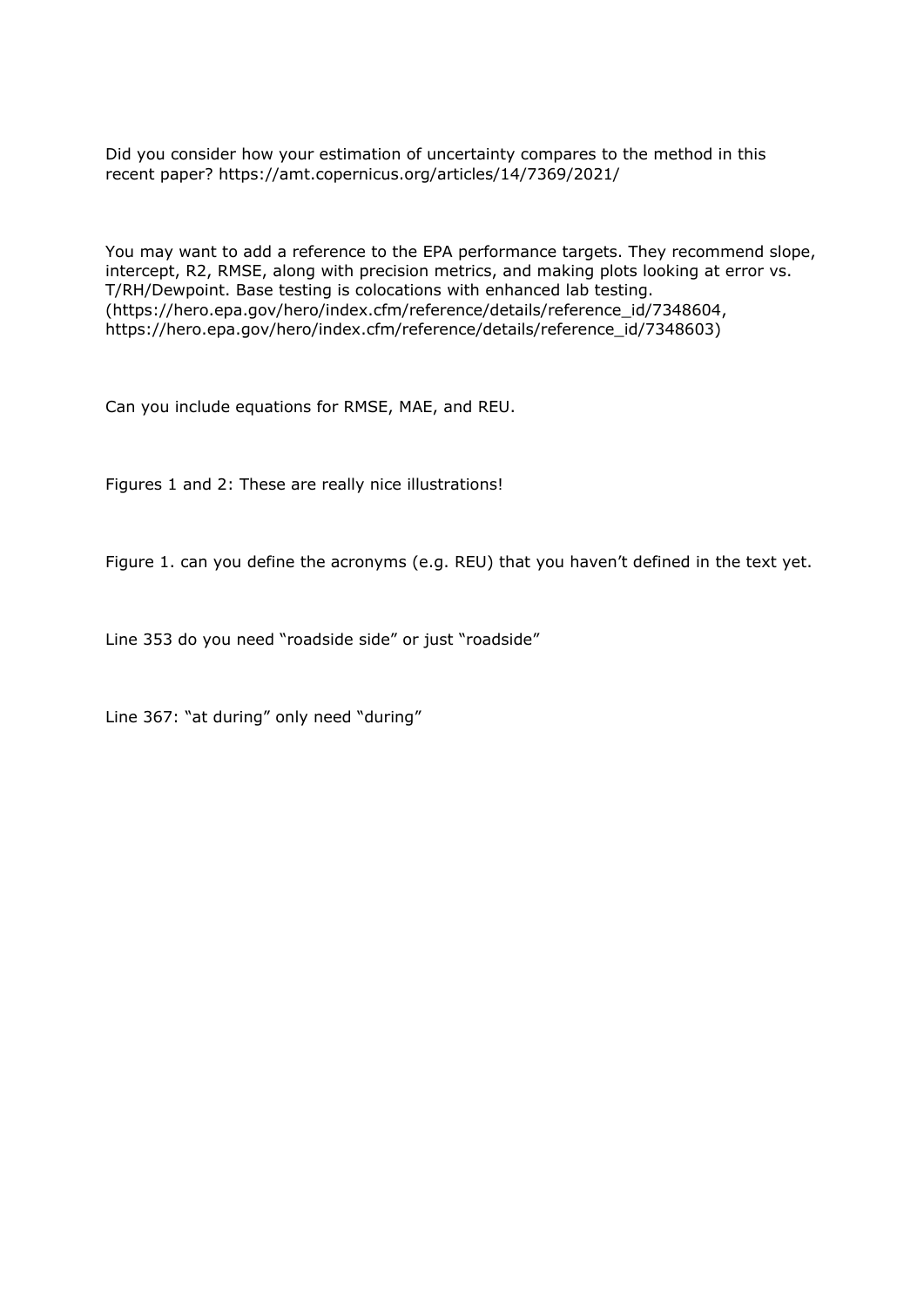Did you consider how your estimation of uncertainty compares to the method in this recent paper? https://amt.copernicus.org/articles/14/7369/2021/

You may want to add a reference to the EPA performance targets. They recommend slope, intercept, R2, RMSE, along with precision metrics, and making plots looking at error vs. T/RH/Dewpoint. Base testing is colocations with enhanced lab testing. (https://hero.epa.gov/hero/index.cfm/reference/details/reference_id/7348604, https://hero.epa.gov/hero/index.cfm/reference/details/reference_id/7348603)

Can you include equations for RMSE, MAE, and REU.

Figures 1 and 2: These are really nice illustrations!

Figure 1. can you define the acronyms (e.g. REU) that you haven't defined in the text yet.

Line 353 do you need "roadside side" or just "roadside"

Line 367: "at during" only need "during"